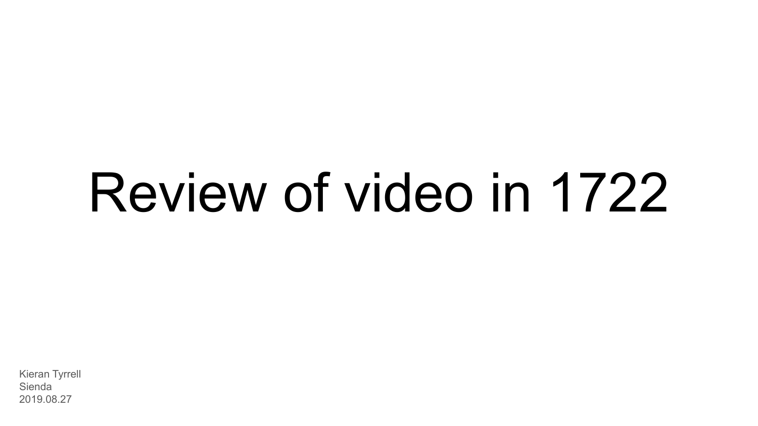# Review of video in 1722

Kieran Tyrrell
Sienda
2019.08.27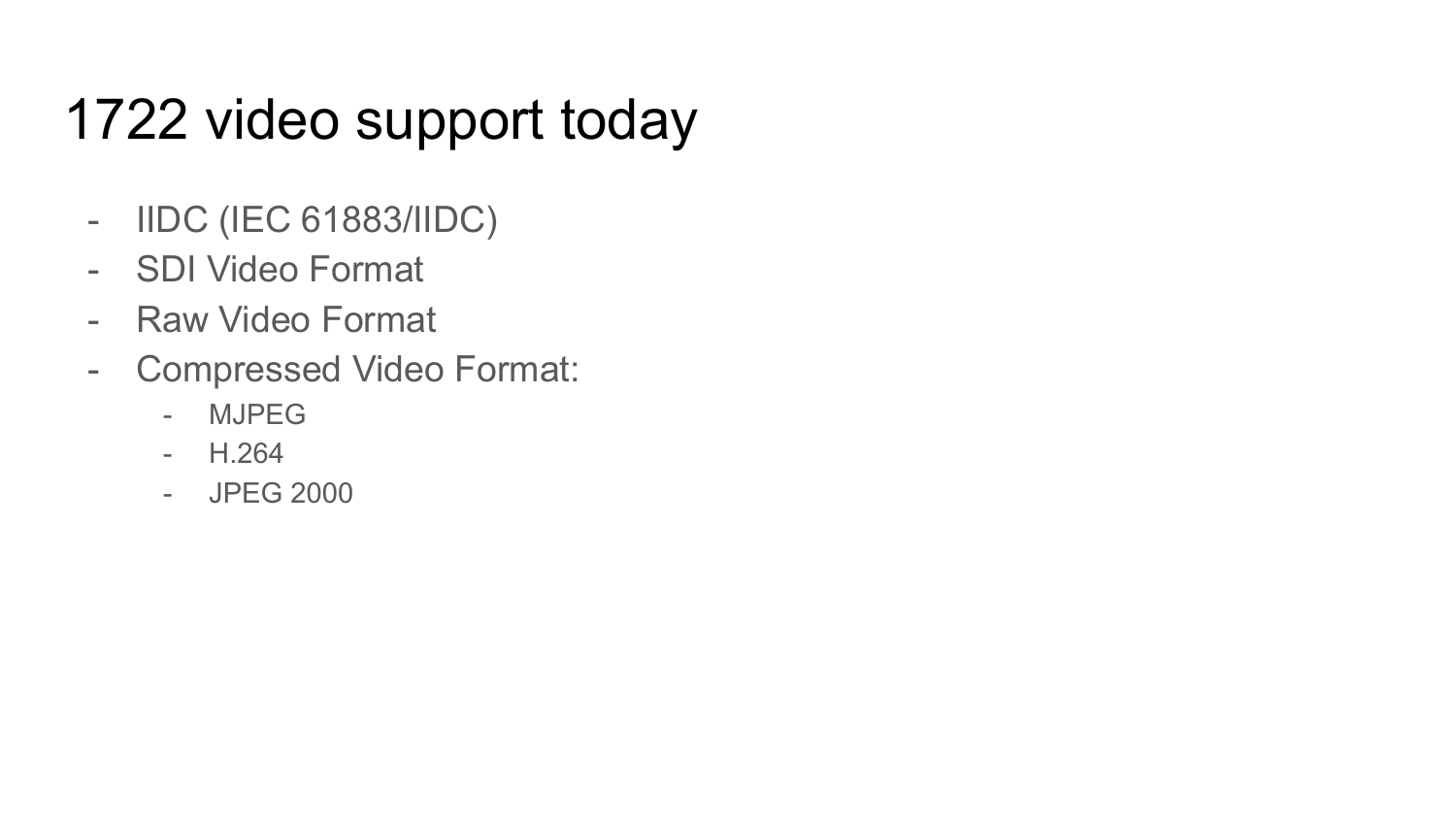# 1722 video support today

- IIDC (IEC 61883/IIDC)
- SDI Video Format
- Raw Video Format
- Compressed Video Format:
  - MJPEG
  - H.264
  - JPEG 2000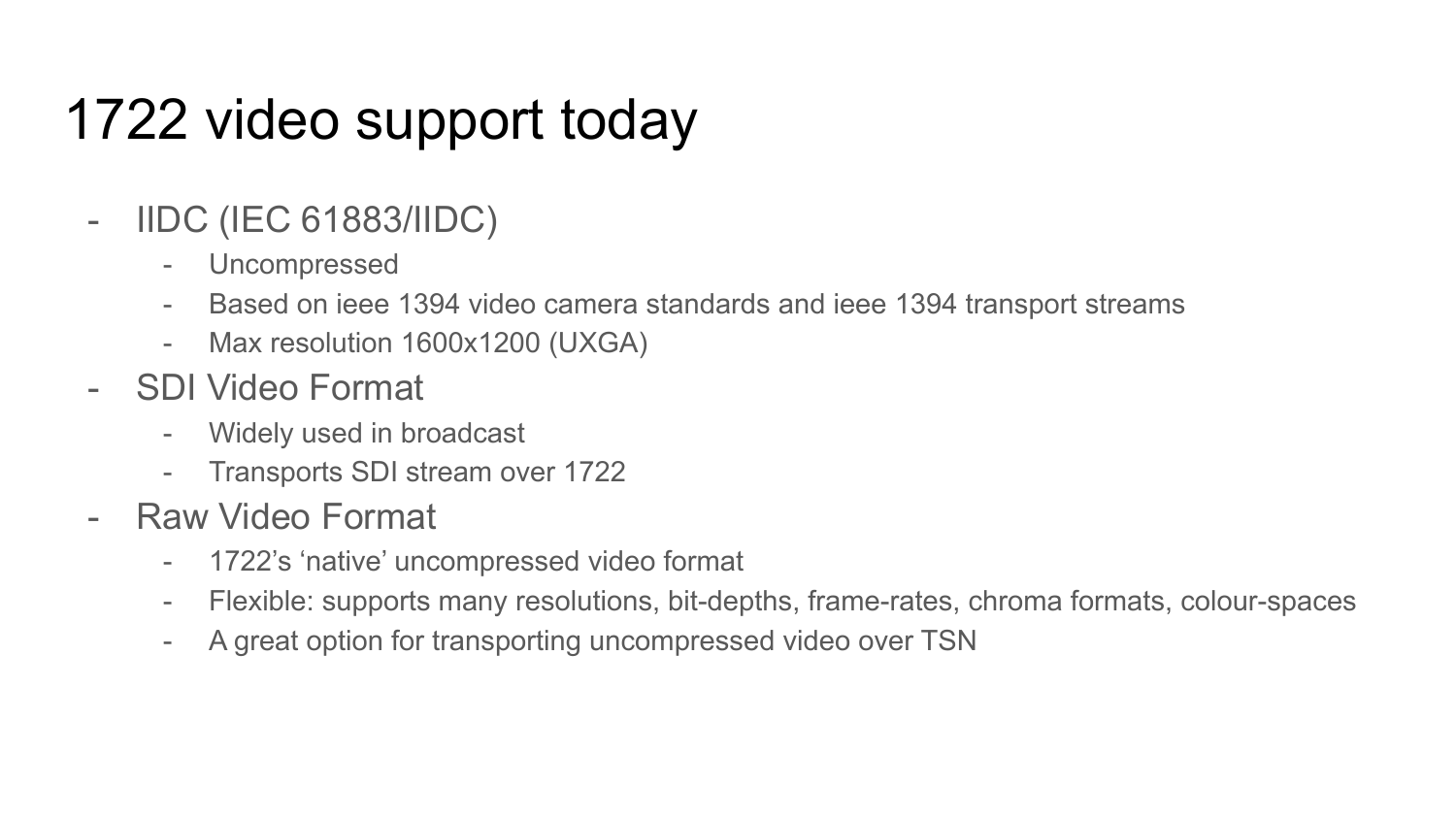# 1722 video support today

- IIDC (IEC 61883/IIDC)
  - Uncompressed
  - Based on ieee 1394 video camera standards and ieee 1394 transport streams
  - Max resolution 1600x1200 (UXGA)
- SDI Video Format
  - Widely used in broadcast
  - Transports SDI stream over 1722
- Raw Video Format
  - 1722's 'native' uncompressed video format
  - Flexible: supports many resolutions, bit-depths, frame-rates, chroma formats, colour-spaces
  - A great option for transporting uncompressed video over TSN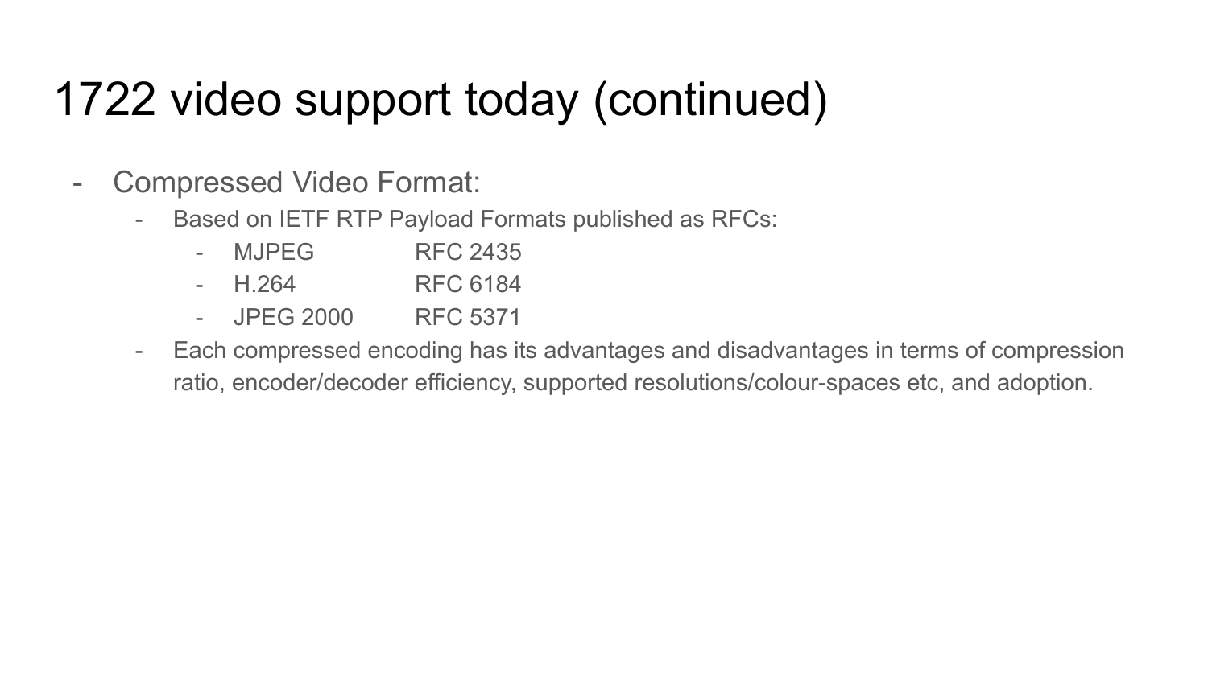# 1722 video support today (continued)

- Compressed Video Format:
  - Based on IETF RTP Payload Formats published as RFCs:
    - MJPEG RFC 2435
    - H.264 RFC 6184
    - JPEG 2000 RFC 5371
  - Each compressed encoding has its advantages and disadvantages in terms of compression ratio, encoder/decoder efficiency, supported resolutions/colour-spaces etc, and adoption.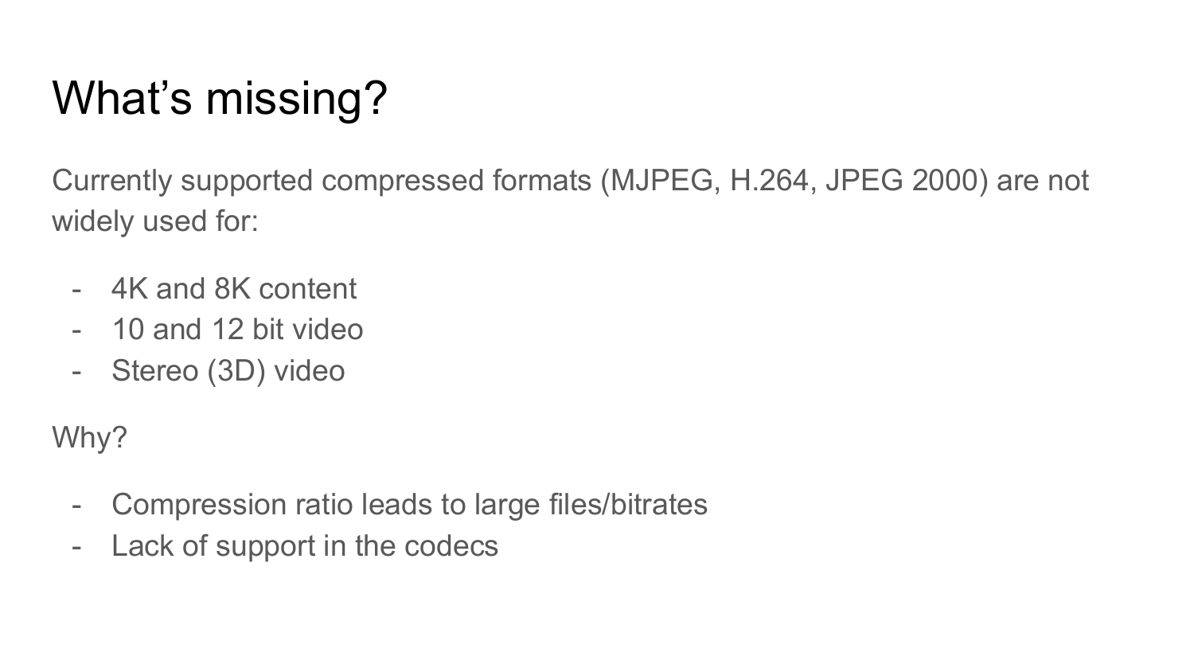# What's missing?

Currently supported compressed formats (MJPEG, H.264, JPEG 2000) are not widely used for:

- 4K and 8K content
- 10 and 12 bit video
- Stereo (3D) video

Why?

- Compression ratio leads to large files/bitrates
- Lack of support in the codecs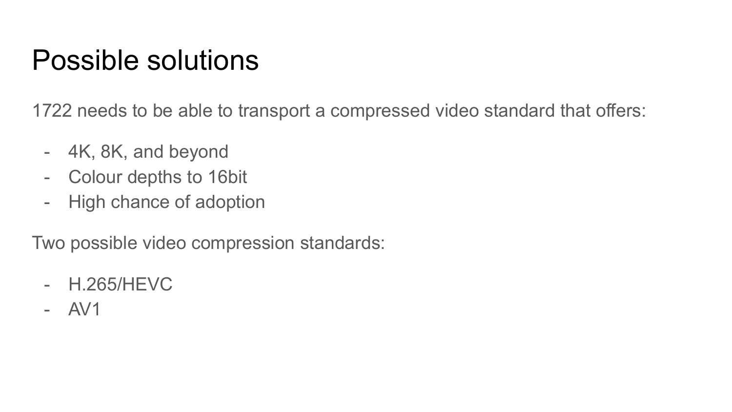# Possible solutions

1722 needs to be able to transport a compressed video standard that offers:

- 4K, 8K, and beyond
- Colour depths to 16bit
- High chance of adoption

Two possible video compression standards:

- H.265/HEVC
- AV1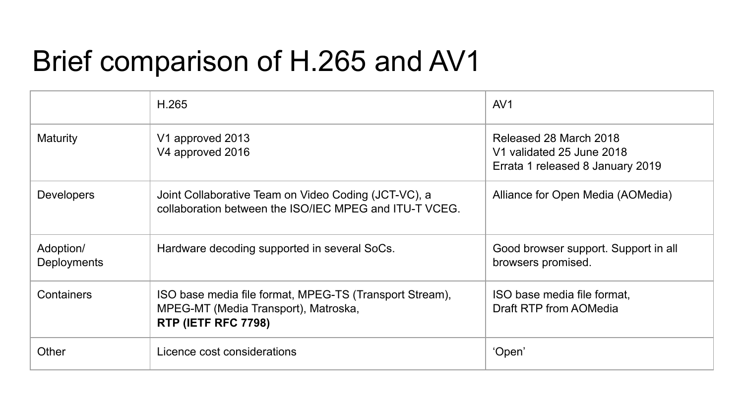# Brief comparison of H.265 and AV1

| | H.265 | AV1 |
|---|---|---|
| Maturity | V1 approved 2013<br>V4 approved 2016 | Released 28 March 2018<br>V1 validated 25 June 2018<br>Errata 1 released 8 January 2019 |
| Developers | Joint Collaborative Team on Video Coding (JCT-VC), a collaboration between the ISO/IEC MPEG and ITU-T VCEG. | Alliance for Open Media (AOMedia) |
| Adoption/ Deployments | Hardware decoding supported in several SoCs. | Good browser support. Support in all browsers promised. |
| Containers | ISO base media file format, MPEG-TS (Transport Stream), MPEG-MT (Media Transport), Matroska,<br>**RTP (IETF RFC 7798)** | ISO base media file format,<br>Draft RTP from AOMedia |
| Other | Licence cost considerations | ‘Open’ |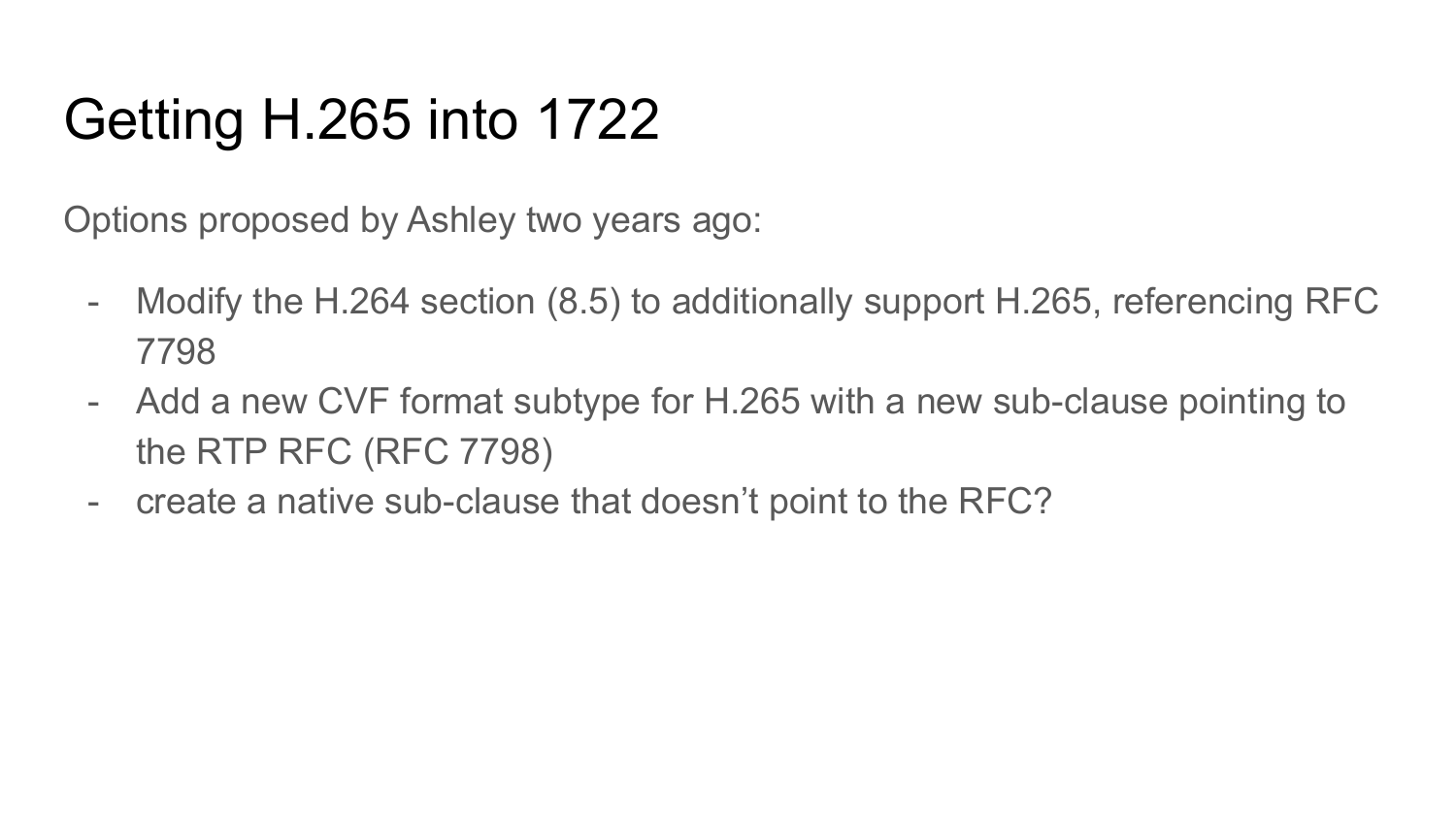# Getting H.265 into 1722

Options proposed by Ashley two years ago:

- Modify the H.264 section (8.5) to additionally support H.265, referencing RFC 7798
- Add a new CVF format subtype for H.265 with a new sub-clause pointing to the RTP RFC (RFC 7798)
- create a native sub-clause that doesn't point to the RFC?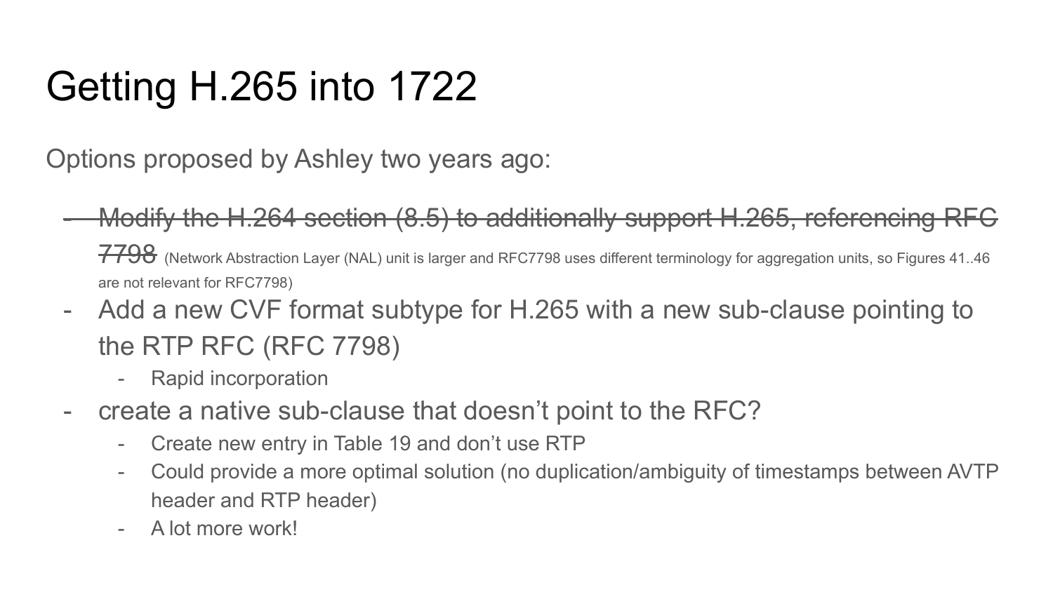# Getting H.265 into 1722

Options proposed by Ashley two years ago:

- ~~Modify the H.264 section (8.5) to additionally support H.265, referencing RFC 7798~~ (Network Abstraction Layer (NAL) unit is larger and RFC7798 uses different terminology for aggregation units, so Figures 41..46 are not relevant for RFC7798)
- Add a new CVF format subtype for H.265 with a new sub-clause pointing to the RTP RFC (RFC 7798)
  - Rapid incorporation
- create a native sub-clause that doesn't point to the RFC?
  - Create new entry in Table 19 and don't use RTP
  - Could provide a more optimal solution (no duplication/ambiguity of timestamps between AVTP header and RTP header)
  - A lot more work!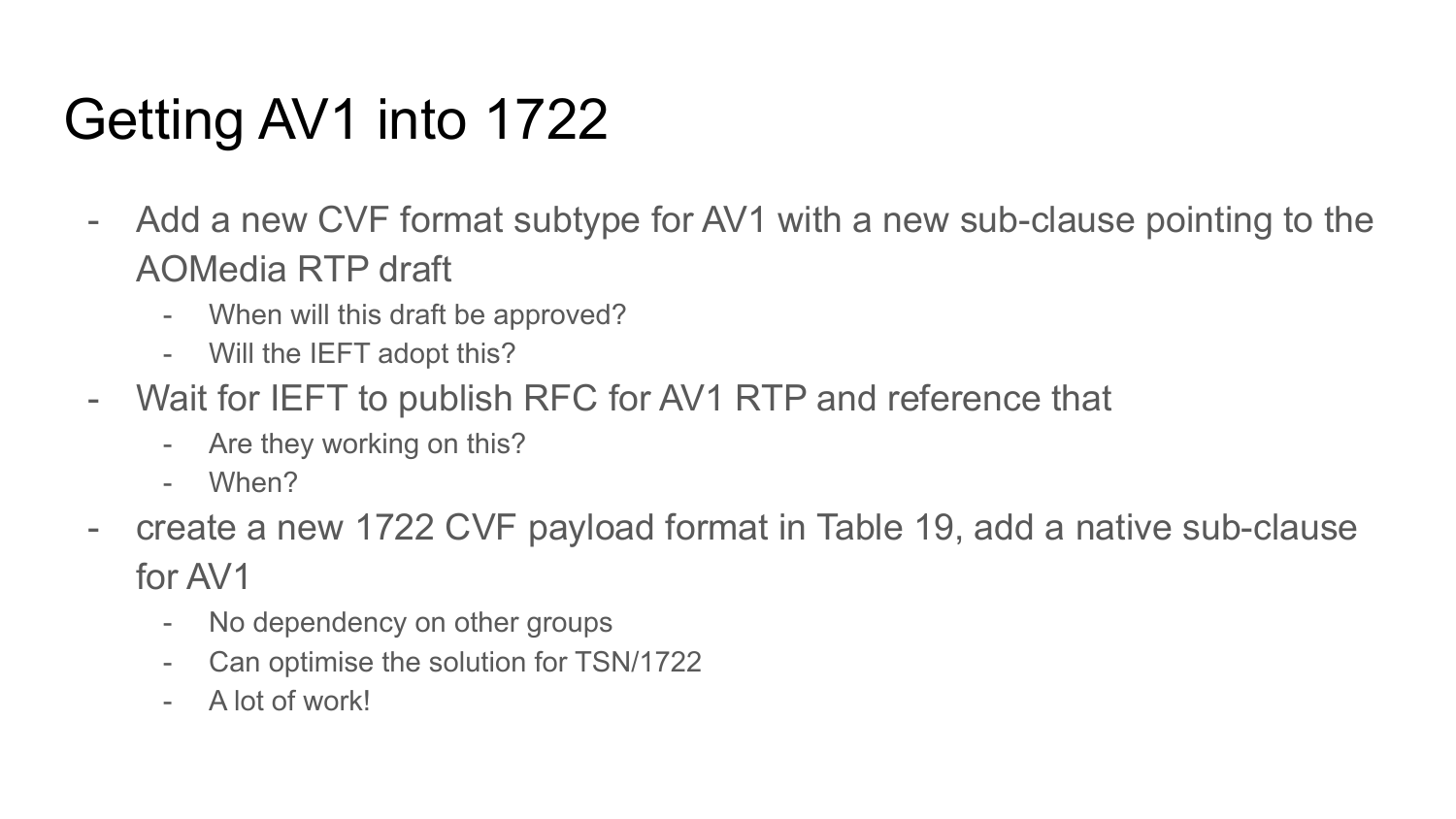# Getting AV1 into 1722

- Add a new CVF format subtype for AV1 with a new sub-clause pointing to the AOMedia RTP draft
  - When will this draft be approved?
  - Will the IEFT adopt this?
- Wait for IEFT to publish RFC for AV1 RTP and reference that
  - Are they working on this?
  - When?
- create a new 1722 CVF payload format in Table 19, add a native sub-clause for AV1
  - No dependency on other groups
  - Can optimise the solution for TSN/1722
  - A lot of work!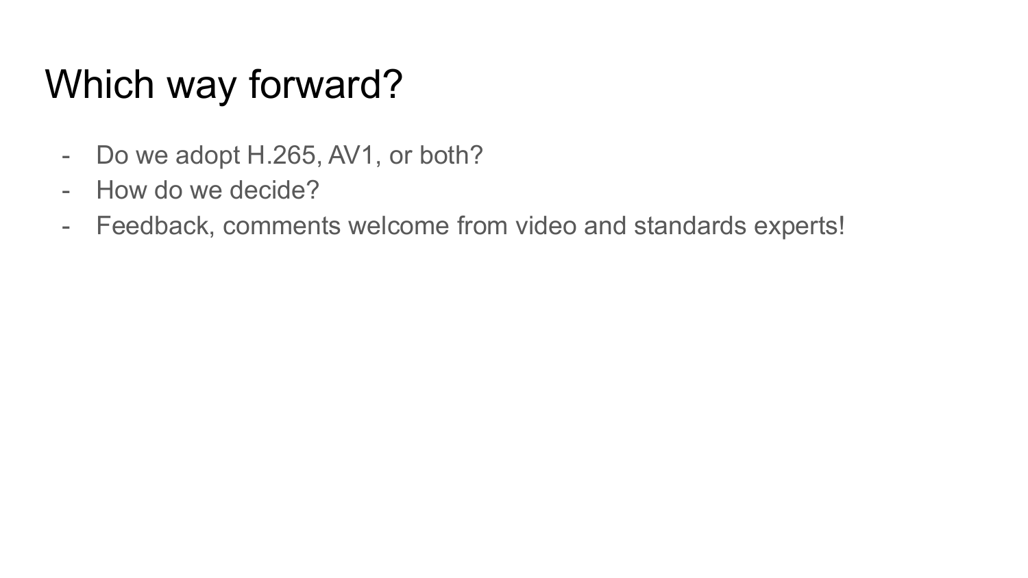# Which way forward?

- Do we adopt H.265, AV1, or both?
- How do we decide?
- Feedback, comments welcome from video and standards experts!